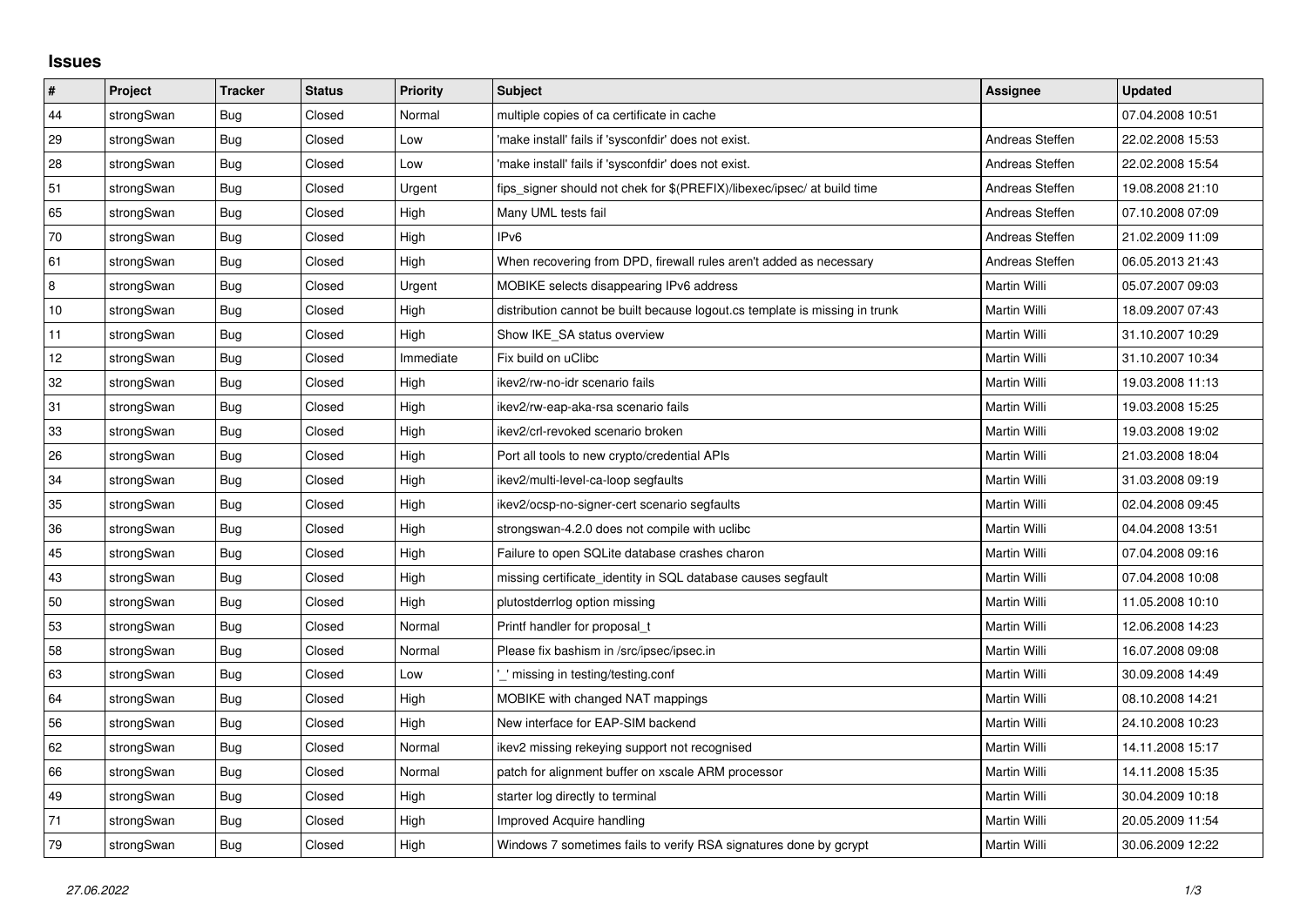## Issues

| # | Project | Tracker | Status | Priority | Subject | Assignee | Updated |
|---|---|---|---|---|---|---|---|
| 44 | strongSwan | Bug | Closed | Normal | multiple copies of ca certificate in cache | | 07.04.2008 10:51 |
| 29 | strongSwan | Bug | Closed | Low | 'make install' fails if 'sysconfdir' does not exist. | Andreas Steffen | 22.02.2008 15:53 |
| 28 | strongSwan | Bug | Closed | Low | 'make install' fails if 'sysconfdir' does not exist. | Andreas Steffen | 22.02.2008 15:54 |
| 51 | strongSwan | Bug | Closed | Urgent | fips_signer should not chek for $(PREFIX)/libexec/ipsec/ at build time | Andreas Steffen | 19.08.2008 21:10 |
| 65 | strongSwan | Bug | Closed | High | Many UML tests fail | Andreas Steffen | 07.10.2008 07:09 |
| 70 | strongSwan | Bug | Closed | High | IPv6 | Andreas Steffen | 21.02.2009 11:09 |
| 61 | strongSwan | Bug | Closed | High | When recovering from DPD, firewall rules aren't added as necessary | Andreas Steffen | 06.05.2013 21:43 |
| 8 | strongSwan | Bug | Closed | Urgent | MOBIKE selects disappearing IPv6 address | Martin Willi | 05.07.2007 09:03 |
| 10 | strongSwan | Bug | Closed | High | distribution cannot be built because logout.cs template is missing in trunk | Martin Willi | 18.09.2007 07:43 |
| 11 | strongSwan | Bug | Closed | High | Show IKE_SA status overview | Martin Willi | 31.10.2007 10:29 |
| 12 | strongSwan | Bug | Closed | Immediate | Fix build on uClibc | Martin Willi | 31.10.2007 10:34 |
| 32 | strongSwan | Bug | Closed | High | ikev2/rw-no-idr scenario fails | Martin Willi | 19.03.2008 11:13 |
| 31 | strongSwan | Bug | Closed | High | ikev2/rw-eap-aka-rsa scenario fails | Martin Willi | 19.03.2008 15:25 |
| 33 | strongSwan | Bug | Closed | High | ikev2/crl-revoked scenario broken | Martin Willi | 19.03.2008 19:02 |
| 26 | strongSwan | Bug | Closed | High | Port all tools to new crypto/credential APIs | Martin Willi | 21.03.2008 18:04 |
| 34 | strongSwan | Bug | Closed | High | ikev2/multi-level-ca-loop segfaults | Martin Willi | 31.03.2008 09:19 |
| 35 | strongSwan | Bug | Closed | High | ikev2/ocsp-no-signer-cert scenario segfaults | Martin Willi | 02.04.2008 09:45 |
| 36 | strongSwan | Bug | Closed | High | strongswan-4.2.0 does not compile with uclibc | Martin Willi | 04.04.2008 13:51 |
| 45 | strongSwan | Bug | Closed | High | Failure to open SQLite database crashes charon | Martin Willi | 07.04.2008 09:16 |
| 43 | strongSwan | Bug | Closed | High | missing certificate_identity in SQL database causes segfault | Martin Willi | 07.04.2008 10:08 |
| 50 | strongSwan | Bug | Closed | High | plutostderrlog option missing | Martin Willi | 11.05.2008 10:10 |
| 53 | strongSwan | Bug | Closed | Normal | Printf handler for proposal_t | Martin Willi | 12.06.2008 14:23 |
| 58 | strongSwan | Bug | Closed | Normal | Please fix bashism in /src/ipsec/ipsec.in | Martin Willi | 16.07.2008 09:08 |
| 63 | strongSwan | Bug | Closed | Low | '_' missing in testing/testing.conf | Martin Willi | 30.09.2008 14:49 |
| 64 | strongSwan | Bug | Closed | High | MOBIKE with changed NAT mappings | Martin Willi | 08.10.2008 14:21 |
| 56 | strongSwan | Bug | Closed | High | New interface for EAP-SIM backend | Martin Willi | 24.10.2008 10:23 |
| 62 | strongSwan | Bug | Closed | Normal | ikev2 missing rekeying support not recognised | Martin Willi | 14.11.2008 15:17 |
| 66 | strongSwan | Bug | Closed | Normal | patch for alignment buffer on xscale ARM processor | Martin Willi | 14.11.2008 15:35 |
| 49 | strongSwan | Bug | Closed | High | starter log directly to terminal | Martin Willi | 30.04.2009 10:18 |
| 71 | strongSwan | Bug | Closed | High | Improved Acquire handling | Martin Willi | 20.05.2009 11:54 |
| 79 | strongSwan | Bug | Closed | High | Windows 7 sometimes fails to verify RSA signatures done by gcrypt | Martin Willi | 30.06.2009 12:22 |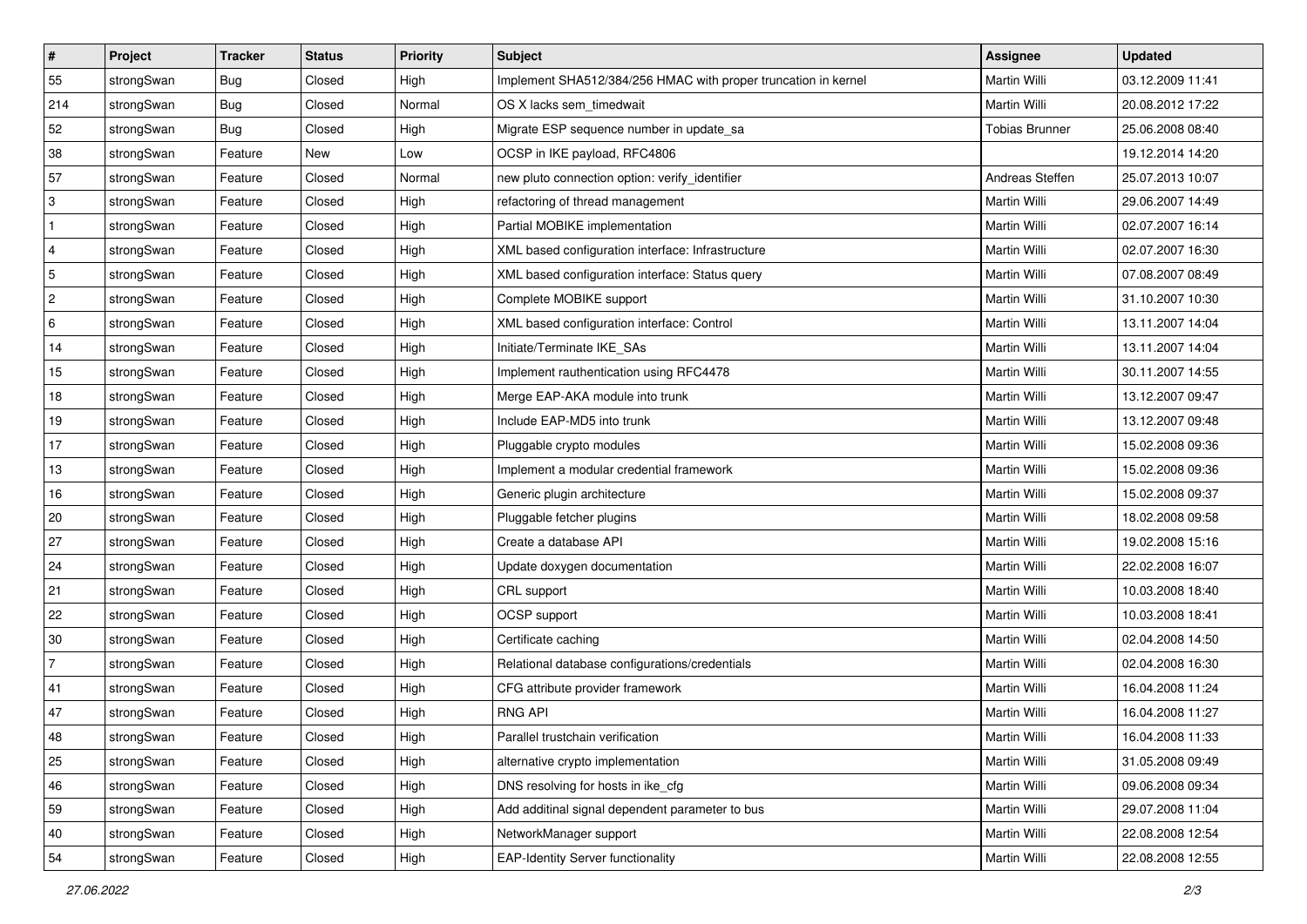| # | Project | Tracker | Status | Priority | Subject | Assignee | Updated |
|---|---|---|---|---|---|---|---|
| 55 | strongSwan | Bug | Closed | High | Implement SHA512/384/256 HMAC with proper truncation in kernel | Martin Willi | 03.12.2009 11:41 |
| 214 | strongSwan | Bug | Closed | Normal | OS X lacks sem_timedwait | Martin Willi | 20.08.2012 17:22 |
| 52 | strongSwan | Bug | Closed | High | Migrate ESP sequence number in update_sa | Tobias Brunner | 25.06.2008 08:40 |
| 38 | strongSwan | Feature | New | Low | OCSP in IKE payload, RFC4806 | | 19.12.2014 14:20 |
| 57 | strongSwan | Feature | Closed | Normal | new pluto connection option: verify_identifier | Andreas Steffen | 25.07.2013 10:07 |
| 3 | strongSwan | Feature | Closed | High | refactoring of thread management | Martin Willi | 29.06.2007 14:49 |
| 1 | strongSwan | Feature | Closed | High | Partial MOBIKE implementation | Martin Willi | 02.07.2007 16:14 |
| 4 | strongSwan | Feature | Closed | High | XML based configuration interface: Infrastructure | Martin Willi | 02.07.2007 16:30 |
| 5 | strongSwan | Feature | Closed | High | XML based configuration interface: Status query | Martin Willi | 07.08.2007 08:49 |
| 2 | strongSwan | Feature | Closed | High | Complete MOBIKE support | Martin Willi | 31.10.2007 10:30 |
| 6 | strongSwan | Feature | Closed | High | XML based configuration interface: Control | Martin Willi | 13.11.2007 14:04 |
| 14 | strongSwan | Feature | Closed | High | Initiate/Terminate IKE_SAs | Martin Willi | 13.11.2007 14:04 |
| 15 | strongSwan | Feature | Closed | High | Implement rauthentication using RFC4478 | Martin Willi | 30.11.2007 14:55 |
| 18 | strongSwan | Feature | Closed | High | Merge EAP-AKA module into trunk | Martin Willi | 13.12.2007 09:47 |
| 19 | strongSwan | Feature | Closed | High | Include EAP-MD5 into trunk | Martin Willi | 13.12.2007 09:48 |
| 17 | strongSwan | Feature | Closed | High | Pluggable crypto modules | Martin Willi | 15.02.2008 09:36 |
| 13 | strongSwan | Feature | Closed | High | Implement a modular credential framework | Martin Willi | 15.02.2008 09:36 |
| 16 | strongSwan | Feature | Closed | High | Generic plugin architecture | Martin Willi | 15.02.2008 09:37 |
| 20 | strongSwan | Feature | Closed | High | Pluggable fetcher plugins | Martin Willi | 18.02.2008 09:58 |
| 27 | strongSwan | Feature | Closed | High | Create a database API | Martin Willi | 19.02.2008 15:16 |
| 24 | strongSwan | Feature | Closed | High | Update doxygen documentation | Martin Willi | 22.02.2008 16:07 |
| 21 | strongSwan | Feature | Closed | High | CRL support | Martin Willi | 10.03.2008 18:40 |
| 22 | strongSwan | Feature | Closed | High | OCSP support | Martin Willi | 10.03.2008 18:41 |
| 30 | strongSwan | Feature | Closed | High | Certificate caching | Martin Willi | 02.04.2008 14:50 |
| 7 | strongSwan | Feature | Closed | High | Relational database configurations/credentials | Martin Willi | 02.04.2008 16:30 |
| 41 | strongSwan | Feature | Closed | High | CFG attribute provider framework | Martin Willi | 16.04.2008 11:24 |
| 47 | strongSwan | Feature | Closed | High | RNG API | Martin Willi | 16.04.2008 11:27 |
| 48 | strongSwan | Feature | Closed | High | Parallel trustchain verification | Martin Willi | 16.04.2008 11:33 |
| 25 | strongSwan | Feature | Closed | High | alternative crypto implementation | Martin Willi | 31.05.2008 09:49 |
| 46 | strongSwan | Feature | Closed | High | DNS resolving for hosts in ike_cfg | Martin Willi | 09.06.2008 09:34 |
| 59 | strongSwan | Feature | Closed | High | Add additinal signal dependent parameter to bus | Martin Willi | 29.07.2008 11:04 |
| 40 | strongSwan | Feature | Closed | High | NetworkManager support | Martin Willi | 22.08.2008 12:54 |
| 54 | strongSwan | Feature | Closed | High | EAP-Identity Server functionality | Martin Willi | 22.08.2008 12:55 |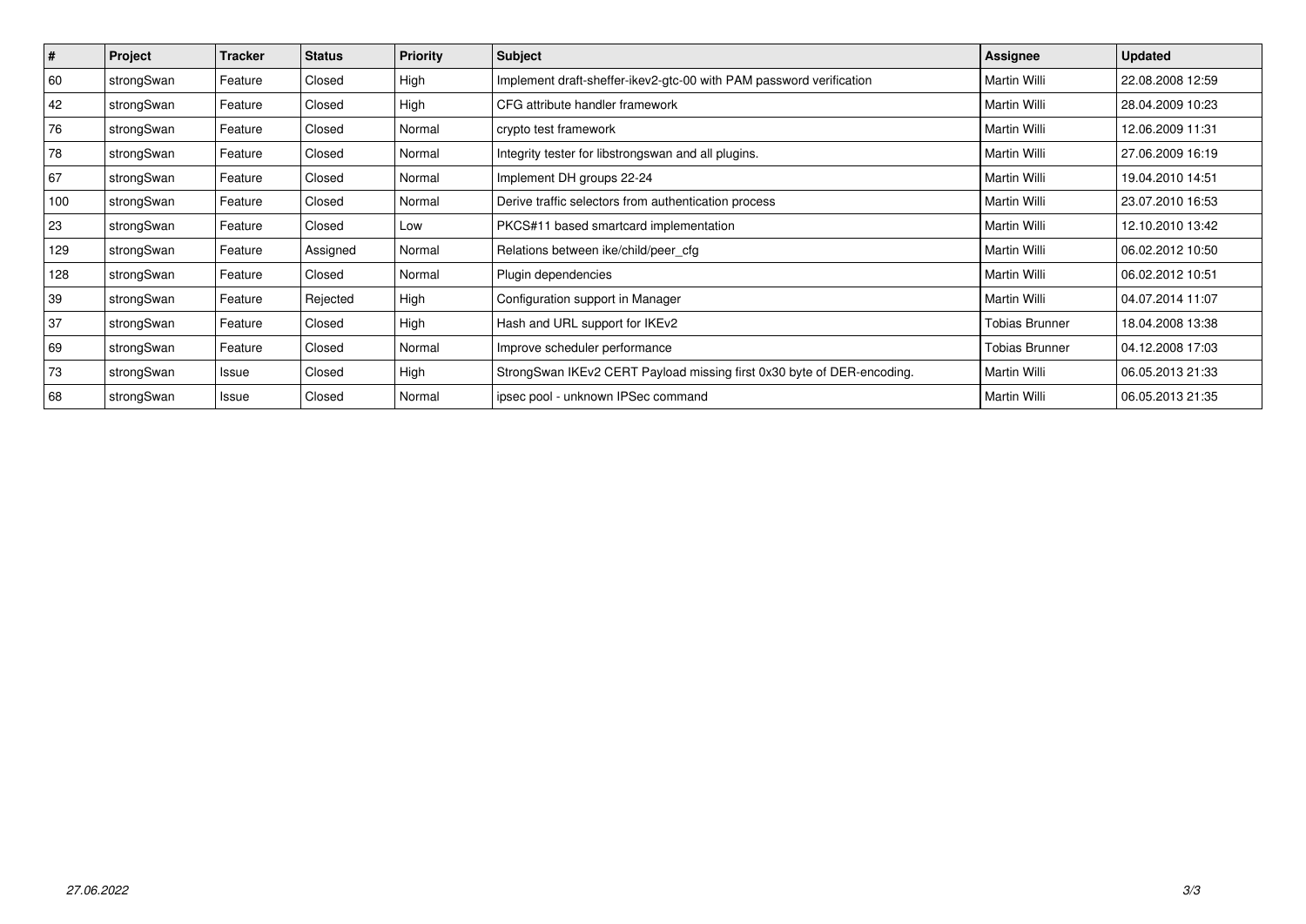| # | Project | Tracker | Status | Priority | Subject | Assignee | Updated |
|---|---|---|---|---|---|---|---|
| 60 | strongSwan | Feature | Closed | High | Implement draft-sheffer-ikev2-gtc-00 with PAM password verification | Martin Willi | 22.08.2008 12:59 |
| 42 | strongSwan | Feature | Closed | High | CFG attribute handler framework | Martin Willi | 28.04.2009 10:23 |
| 76 | strongSwan | Feature | Closed | Normal | crypto test framework | Martin Willi | 12.06.2009 11:31 |
| 78 | strongSwan | Feature | Closed | Normal | Integrity tester for libstrongswan and all plugins. | Martin Willi | 27.06.2009 16:19 |
| 67 | strongSwan | Feature | Closed | Normal | Implement DH groups 22-24 | Martin Willi | 19.04.2010 14:51 |
| 100 | strongSwan | Feature | Closed | Normal | Derive traffic selectors from authentication process | Martin Willi | 23.07.2010 16:53 |
| 23 | strongSwan | Feature | Closed | Low | PKCS#11 based smartcard implementation | Martin Willi | 12.10.2010 13:42 |
| 129 | strongSwan | Feature | Assigned | Normal | Relations between ike/child/peer_cfg | Martin Willi | 06.02.2012 10:50 |
| 128 | strongSwan | Feature | Closed | Normal | Plugin dependencies | Martin Willi | 06.02.2012 10:51 |
| 39 | strongSwan | Feature | Rejected | High | Configuration support in Manager | Martin Willi | 04.07.2014 11:07 |
| 37 | strongSwan | Feature | Closed | High | Hash and URL support for IKEv2 | Tobias Brunner | 18.04.2008 13:38 |
| 69 | strongSwan | Feature | Closed | Normal | Improve scheduler performance | Tobias Brunner | 04.12.2008 17:03 |
| 73 | strongSwan | Issue | Closed | High | StrongSwan IKEv2 CERT Payload missing first 0x30 byte of DER-encoding. | Martin Willi | 06.05.2013 21:33 |
| 68 | strongSwan | Issue | Closed | Normal | ipsec pool - unknown IPSec command | Martin Willi | 06.05.2013 21:35 |